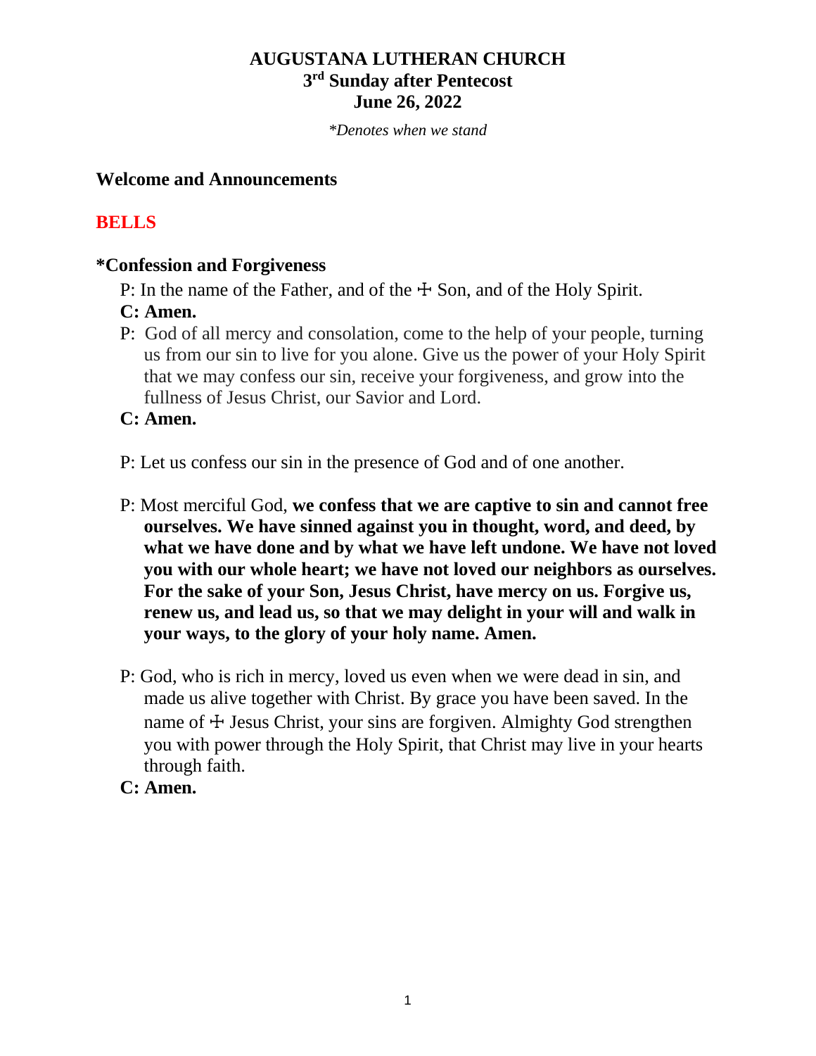# AUGUSTANA LUTHERAN CHURCH
## 3rd Sunday after Pentecost
## June 26, 2022

*\*Denotes when we stand*

**Welcome and Announcements**

**BELLS**

**\*Confession and Forgiveness**

P: In the name of the Father, and of the ☩ Son, and of the Holy Spirit.

**C: Amen.**

P: God of all mercy and consolation, come to the help of your people, turning us from our sin to live for you alone. Give us the power of your Holy Spirit that we may confess our sin, receive your forgiveness, and grow into the fullness of Jesus Christ, our Savior and Lord.

**C: Amen.**

P: Let us confess our sin in the presence of God and of one another.

P: Most merciful God, **we confess that we are captive to sin and cannot free ourselves. We have sinned against you in thought, word, and deed, by what we have done and by what we have left undone. We have not loved you with our whole heart; we have not loved our neighbors as ourselves. For the sake of your Son, Jesus Christ, have mercy on us. Forgive us, renew us, and lead us, so that we may delight in your will and walk in your ways, to the glory of your holy name. Amen.**

P: God, who is rich in mercy, loved us even when we were dead in sin, and made us alive together with Christ. By grace you have been saved. In the name of ☩ Jesus Christ, your sins are forgiven. Almighty God strengthen you with power through the Holy Spirit, that Christ may live in your hearts through faith.

**C: Amen.**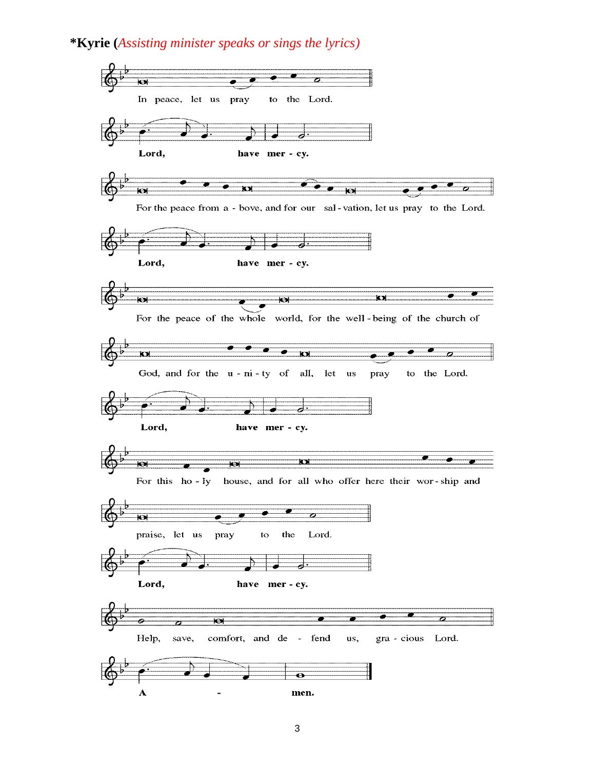**\*Kyrie (*Assisting minister speaks or sings the lyrics)***

In peace, let us pray to the Lord.

**Lord, have mer - cy.**

For the peace from a - bove, and for our sal - vation, let us pray to the Lord.

**Lord, have mer - cy.**

For the peace of the whole world, for the well - being of the church of God, and for the u - ni - ty of all, let us pray to the Lord.

**Lord, have mer - cy.**

For this ho - ly house, and for all who offer here their wor - ship and praise, let us pray to the Lord.

**Lord, have mer - cy.**

Help, save, comfort, and de - fend us, gra - cious Lord.

**A - men.**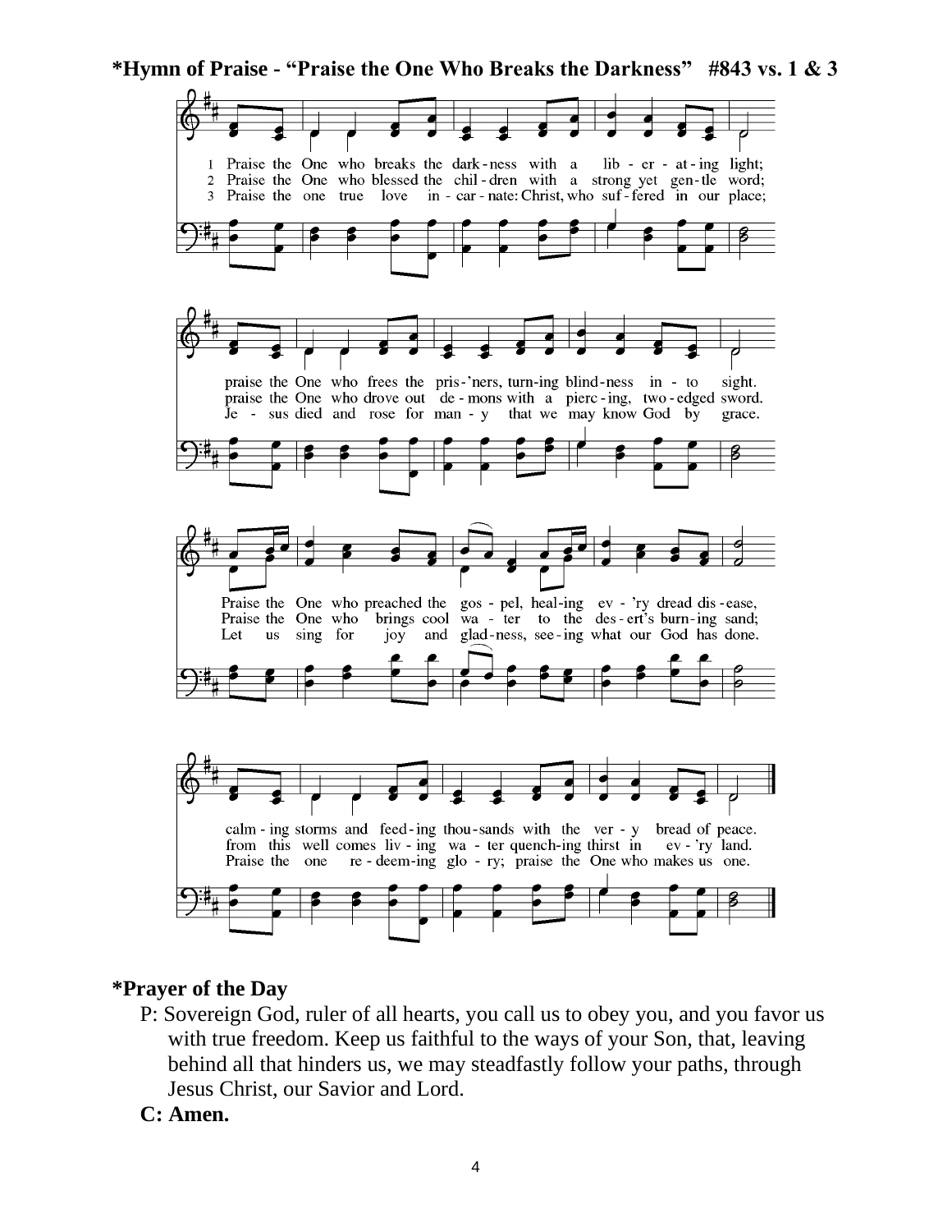**\*Hymn of Praise - "Praise the One Who Breaks the Darkness" #843 vs. 1 & 3**

1 Praise the One who breaks the dark-ness with a lib-er-at-ing light;
praise the One who frees the pris-'ners, turn-ing blind-ness in-to sight.
Praise the One who preached the gos-pel, heal-ing ev-'ry dread dis-ease,
calm-ing storms and feed-ing thou-sands with the ver-y bread of peace.

2 Praise the One who blessed the chil-dren with a strong yet gen-tle word;
praise the One who drove out de-mons with a pierc-ing, two-edged sword.
Praise the One who brings cool wa-ter to the des-ert's burn-ing sand;
from this well comes liv-ing wa-ter quench-ing thirst in ev-'ry land.

3 Praise the one true love in-car-nate: Christ, who suf-fered in our place;
Je-sus died and rose for man-y that we may know God by grace.
Let us sing for joy and glad-ness, see-ing what our God has done.
Praise the one re-deem-ing glo-ry; praise the One who makes us one.

**\*Prayer of the Day**

P: Sovereign God, ruler of all hearts, you call us to obey you, and you favor us with true freedom. Keep us faithful to the ways of your Son, that, leaving behind all that hinders us, we may steadfastly follow your paths, through Jesus Christ, our Savior and Lord.

**C: Amen.**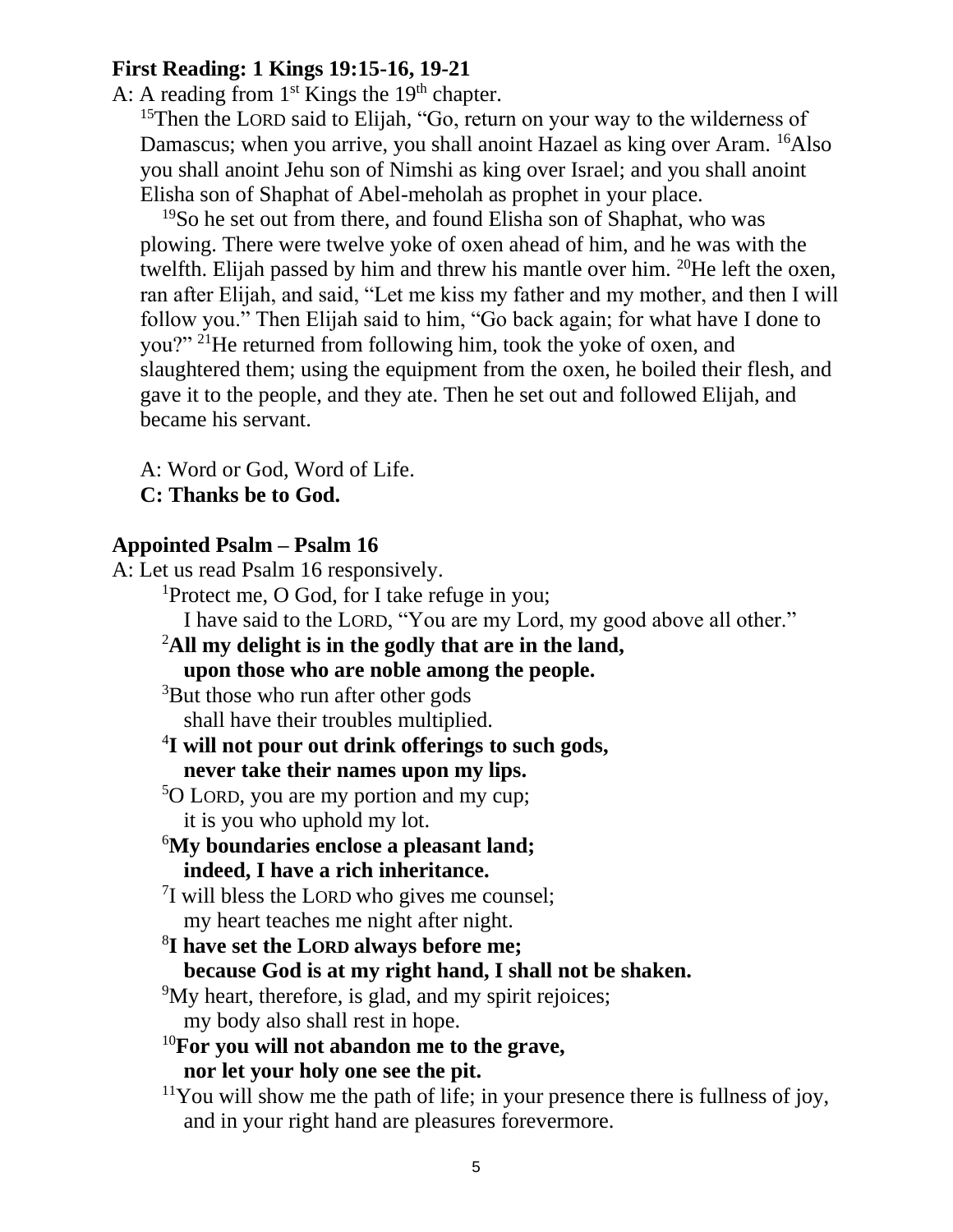**First Reading: 1 Kings 19:15-16, 19-21**

A: A reading from 1st Kings the 19th chapter.

[15]Then the LORD said to Elijah, "Go, return on your way to the wilderness of Damascus; when you arrive, you shall anoint Hazael as king over Aram. [16]Also you shall anoint Jehu son of Nimshi as king over Israel; and you shall anoint Elisha son of Shaphat of Abel-meholah as prophet in your place.

[19]So he set out from there, and found Elisha son of Shaphat, who was plowing. There were twelve yoke of oxen ahead of him, and he was with the twelfth. Elijah passed by him and threw his mantle over him. [20]He left the oxen, ran after Elijah, and said, "Let me kiss my father and my mother, and then I will follow you." Then Elijah said to him, "Go back again; for what have I done to you?" [21]He returned from following him, took the yoke of oxen, and slaughtered them; using the equipment from the oxen, he boiled their flesh, and gave it to the people, and they ate. Then he set out and followed Elijah, and became his servant.

A: Word or God, Word of Life.
**C: Thanks be to God.**

**Appointed Psalm – Psalm 16**

A: Let us read Psalm 16 responsively.

[1]Protect me, O God, for I take refuge in you;
I have said to the LORD, "You are my Lord, my good above all other."

**[2]All my delight is in the godly that are in the land,
upon those who are noble among the people.**

[3]But those who run after other gods
shall have their troubles multiplied.

**[4]I will not pour out drink offerings to such gods,
never take their names upon my lips.**

[5]O LORD, you are my portion and my cup;
it is you who uphold my lot.

**[6]My boundaries enclose a pleasant land;
indeed, I have a rich inheritance.**

[7]I will bless the LORD who gives me counsel;
my heart teaches me night after night.

**[8]I have set the LORD always before me;
because God is at my right hand, I shall not be shaken.**

[9]My heart, therefore, is glad, and my spirit rejoices;
my body also shall rest in hope.

**[10]For you will not abandon me to the grave,
nor let your holy one see the pit.**

[11]You will show me the path of life; in your presence there is fullness of joy,
and in your right hand are pleasures forevermore.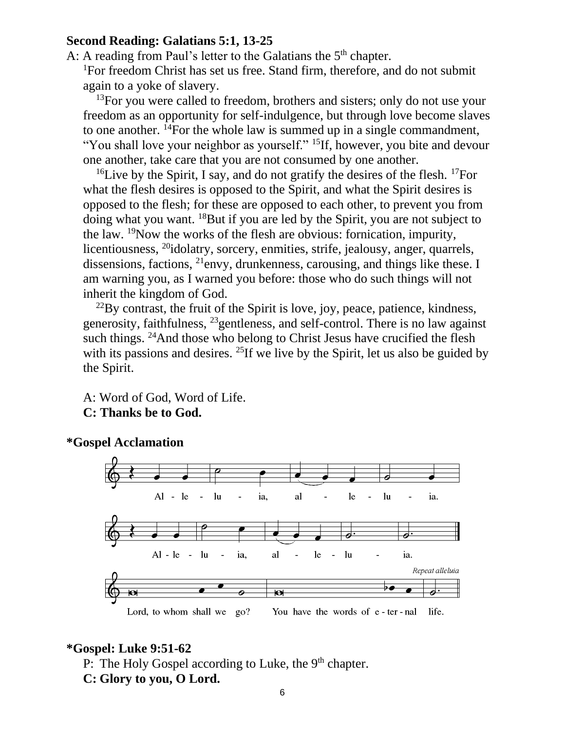**Second Reading: Galatians 5:1, 13-25**

A: A reading from Paul's letter to the Galatians the 5th chapter.

[1]For freedom Christ has set us free. Stand firm, therefore, and do not submit again to a yoke of slavery.

[13]For you were called to freedom, brothers and sisters; only do not use your freedom as an opportunity for self-indulgence, but through love become slaves to one another. [14]For the whole law is summed up in a single commandment, "You shall love your neighbor as yourself." [15]If, however, you bite and devour one another, take care that you are not consumed by one another.

[16]Live by the Spirit, I say, and do not gratify the desires of the flesh. [17]For what the flesh desires is opposed to the Spirit, and what the Spirit desires is opposed to the flesh; for these are opposed to each other, to prevent you from doing what you want. [18]But if you are led by the Spirit, you are not subject to the law. [19]Now the works of the flesh are obvious: fornication, impurity, licentiousness, [20]idolatry, sorcery, enmities, strife, jealousy, anger, quarrels, dissensions, factions, [21]envy, drunkenness, carousing, and things like these. I am warning you, as I warned you before: those who do such things will not inherit the kingdom of God.

[22]By contrast, the fruit of the Spirit is love, joy, peace, patience, kindness, generosity, faithfulness, [23]gentleness, and self-control. There is no law against such things. [24]And those who belong to Christ Jesus have crucified the flesh with its passions and desires. [25]If we live by the Spirit, let us also be guided by the Spirit.

A: Word of God, Word of Life.
**C: Thanks be to God.**

**\*Gospel Acclamation**

Al - le - lu - ia, al - le - lu - ia.
Al - le - lu - ia, al - le - lu - ia.

Lord, to whom shall we go? You have the words of e - ter - nal life.
*Repeat alleluia*

**\*Gospel: Luke 9:51-62**

P: The Holy Gospel according to Luke, the 9th chapter.
**C: Glory to you, O Lord.**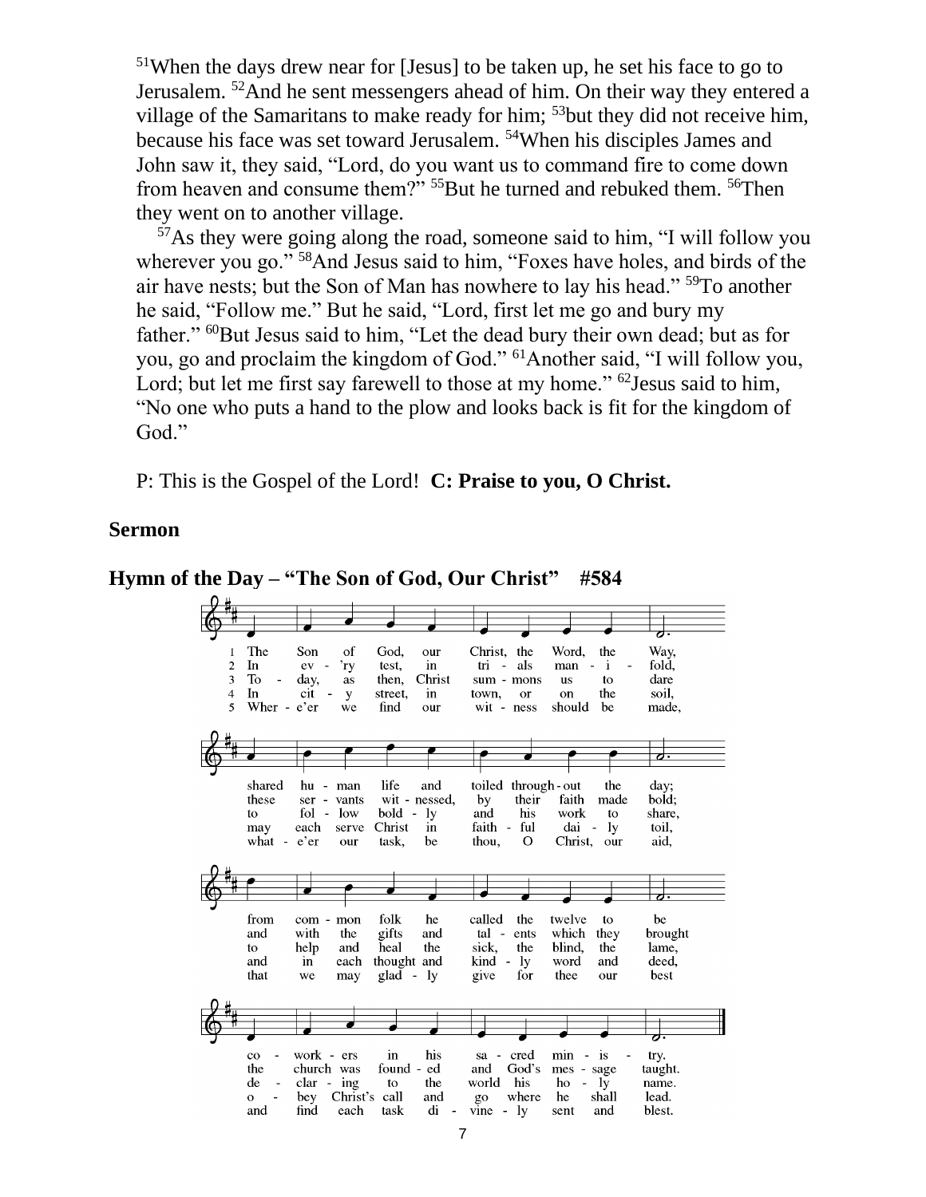[51]When the days drew near for [Jesus] to be taken up, he set his face to go to Jerusalem. [52]And he sent messengers ahead of him. On their way they entered a village of the Samaritans to make ready for him; [53]but they did not receive him, because his face was set toward Jerusalem. [54]When his disciples James and John saw it, they said, "Lord, do you want us to command fire to come down from heaven and consume them?" [55]But he turned and rebuked them. [56]Then they went on to another village.

[57]As they were going along the road, someone said to him, "I will follow you wherever you go." [58]And Jesus said to him, "Foxes have holes, and birds of the air have nests; but the Son of Man has nowhere to lay his head." [59]To another he said, "Follow me." But he said, "Lord, first let me go and bury my father." [60]But Jesus said to him, "Let the dead bury their own dead; but as for you, go and proclaim the kingdom of God." [61]Another said, "I will follow you, Lord; but let me first say farewell to those at my home." [62]Jesus said to him, "No one who puts a hand to the plow and looks back is fit for the kingdom of God."

P: This is the Gospel of the Lord! **C: Praise to you, O Christ.**

**Sermon**

**Hymn of the Day – "The Son of God, Our Christ" #584**

1 The Son of God, our Christ, the Word, the Way, shared human life and toiled throughout the day; from common folk he called the twelve to be coworkers in his sacred ministry.

2 In every test, in trials manifold, these servants witnessed, by their faith made bold; and with the gifts and talents which they brought the church was founded and God's message taught.

3 Today, as then, Christ summons us to dare to follow boldly and his work to share, to help and heal the sick, the blind, the lame, declaring to the world his holy name.

4 In city street, in town, or on the soil, may each serve Christ in faithful daily toil, and in each thought and kindly word and deed, obey Christ's call and go where he shall lead.

5 Where'er we find our witness should be made, whate'er our task, be thou, O Christ, our aid, that we may gladly give for thee our best and find each task divinely sent and blest.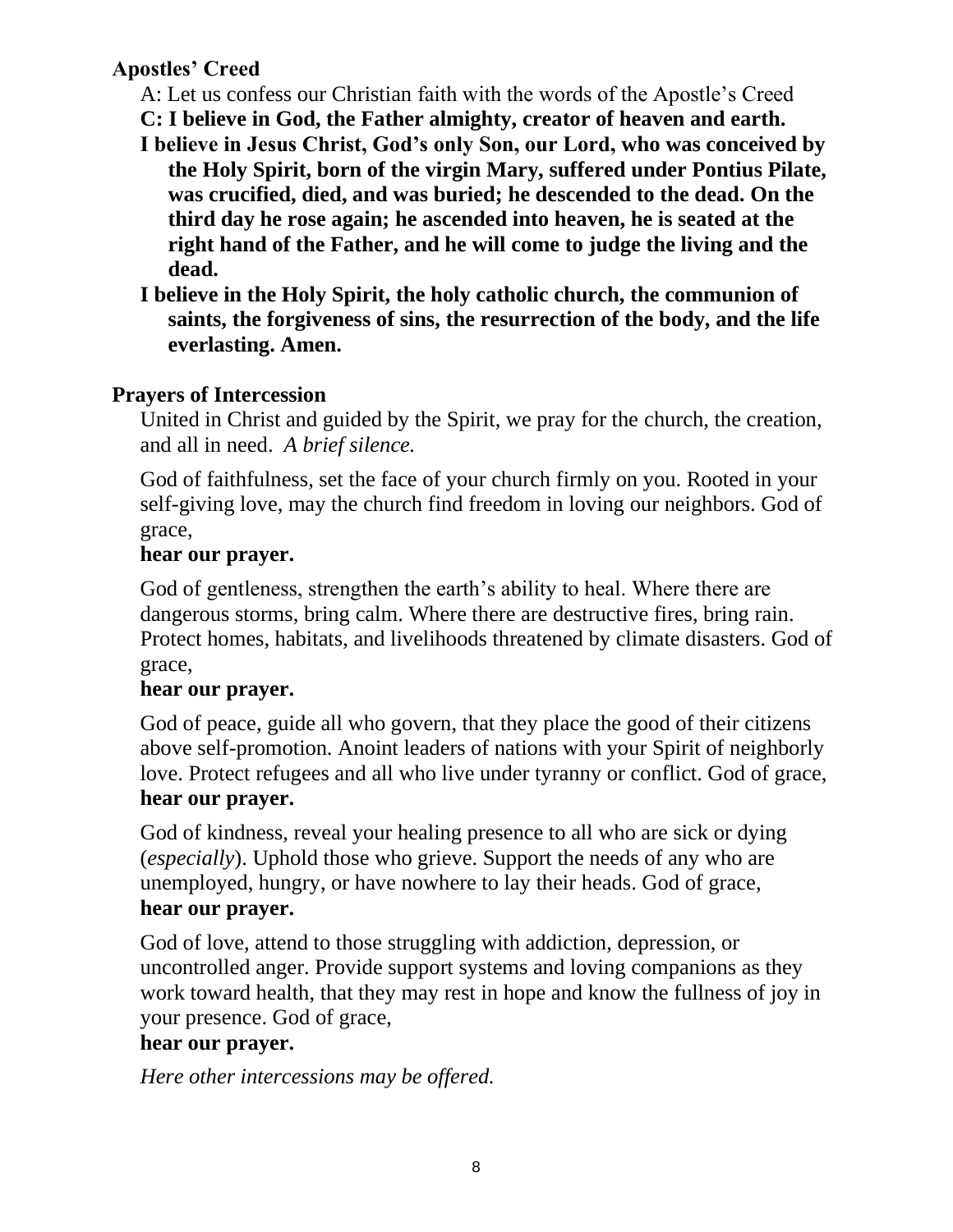### Apostles' Creed

A: Let us confess our Christian faith with the words of the Apostle's Creed

**C: I believe in God, the Father almighty, creator of heaven and earth.**

**I believe in Jesus Christ, God's only Son, our Lord, who was conceived by the Holy Spirit, born of the virgin Mary, suffered under Pontius Pilate, was crucified, died, and was buried; he descended to the dead. On the third day he rose again; he ascended into heaven, he is seated at the right hand of the Father, and he will come to judge the living and the dead.**

**I believe in the Holy Spirit, the holy catholic church, the communion of saints, the forgiveness of sins, the resurrection of the body, and the life everlasting. Amen.**

### Prayers of Intercession

United in Christ and guided by the Spirit, we pray for the church, the creation, and all in need. *A brief silence.*

God of faithfulness, set the face of your church firmly on you. Rooted in your self-giving love, may the church find freedom in loving our neighbors. God of grace,
**hear our prayer.**

God of gentleness, strengthen the earth's ability to heal. Where there are dangerous storms, bring calm. Where there are destructive fires, bring rain. Protect homes, habitats, and livelihoods threatened by climate disasters. God of grace,
**hear our prayer.**

God of peace, guide all who govern, that they place the good of their citizens above self-promotion. Anoint leaders of nations with your Spirit of neighborly love. Protect refugees and all who live under tyranny or conflict. God of grace,
**hear our prayer.**

God of kindness, reveal your healing presence to all who are sick or dying (*especially*). Uphold those who grieve. Support the needs of any who are unemployed, hungry, or have nowhere to lay their heads. God of grace,
**hear our prayer.**

God of love, attend to those struggling with addiction, depression, or uncontrolled anger. Provide support systems and loving companions as they work toward health, that they may rest in hope and know the fullness of joy in your presence. God of grace,
**hear our prayer.**

*Here other intercessions may be offered.*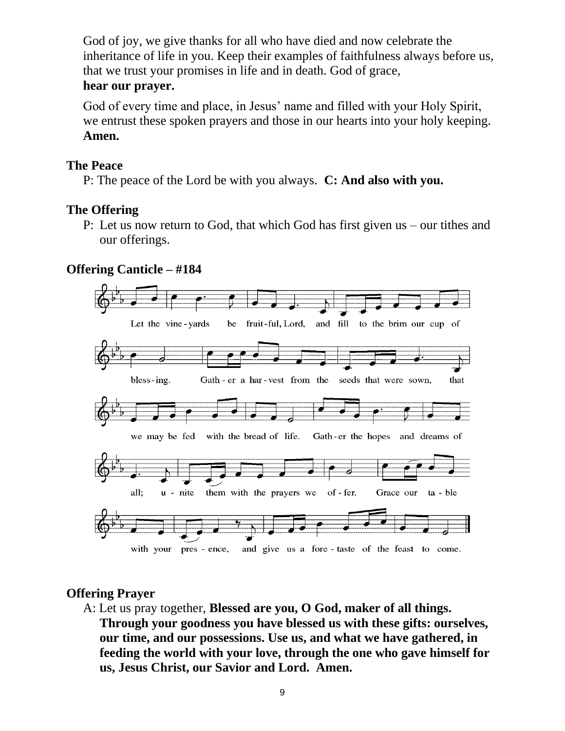God of joy, we give thanks for all who have died and now celebrate the inheritance of life in you. Keep their examples of faithfulness always before us, that we trust your promises in life and in death. God of grace,
**hear our prayer.**

God of every time and place, in Jesus' name and filled with your Holy Spirit, we entrust these spoken prayers and those in our hearts into your holy keeping.
**Amen.**

**The Peace**

P: The peace of the Lord be with you always. **C: And also with you.**

**The Offering**

P: Let us now return to God, that which God has first given us – our tithes and our offerings.

**Offering Canticle – #184**

Let the vine-yards be fruit-ful, Lord, and fill to the brim our cup of bless-ing. Gath-er a har-vest from the seeds that were sown, that we may be fed with the bread of life. Gath-er the hopes and dreams of all; u-nite them with the prayers we of-fer. Grace our ta-ble with your pres-ence, and give us a fore-taste of the feast to come.

**Offering Prayer**

A: Let us pray together, **Blessed are you, O God, maker of all things. Through your goodness you have blessed us with these gifts: ourselves, our time, and our possessions. Use us, and what we have gathered, in feeding the world with your love, through the one who gave himself for us, Jesus Christ, our Savior and Lord. Amen.**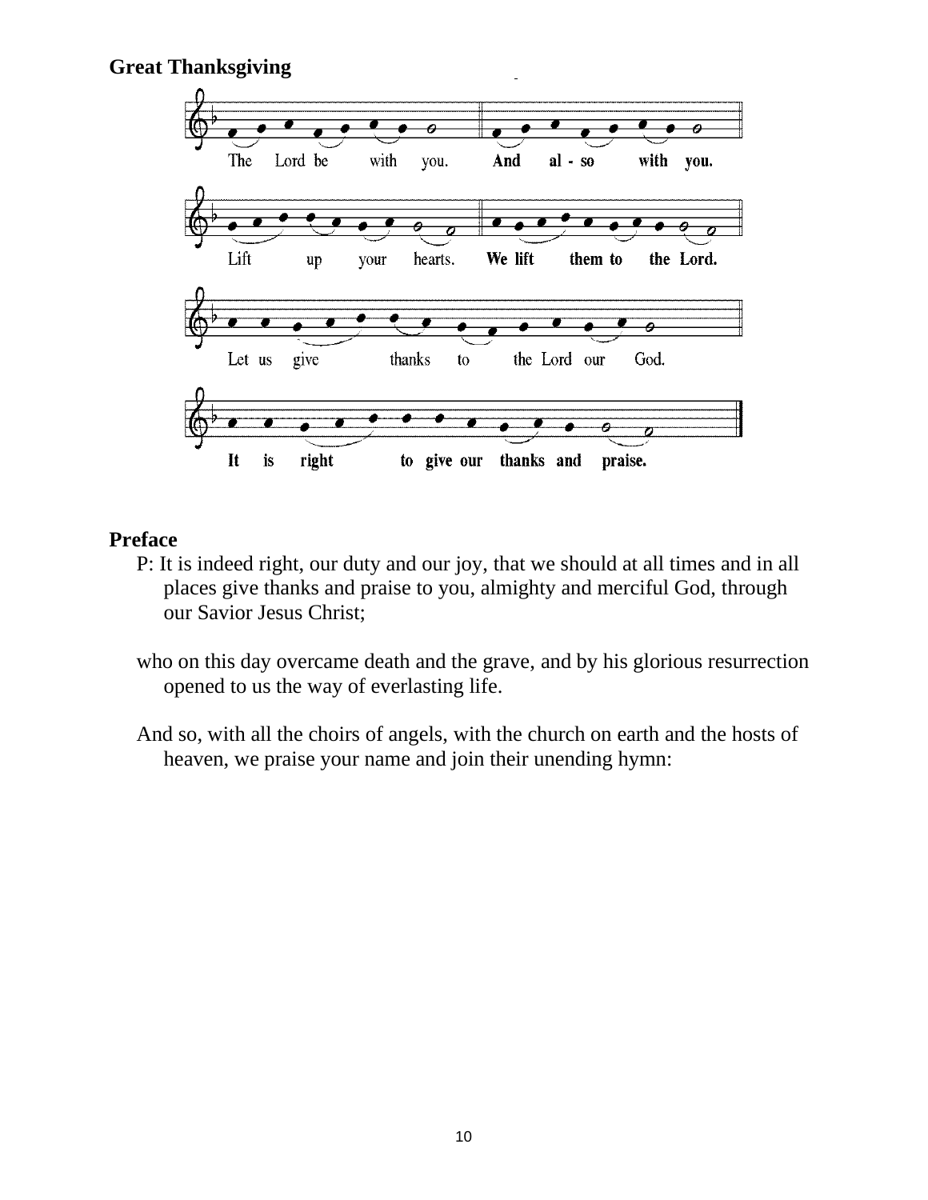**Great Thanksgiving**

The Lord be with you. **And also with you.**

Lift up your hearts. **We lift them to the Lord.**

Let us give thanks to the Lord our God.

**It is right to give our thanks and praise.**

**Preface**

P: It is indeed right, our duty and our joy, that we should at all times and in all places give thanks and praise to you, almighty and merciful God, through our Savior Jesus Christ;

who on this day overcame death and the grave, and by his glorious resurrection opened to us the way of everlasting life.

And so, with all the choirs of angels, with the church on earth and the hosts of heaven, we praise your name and join their unending hymn: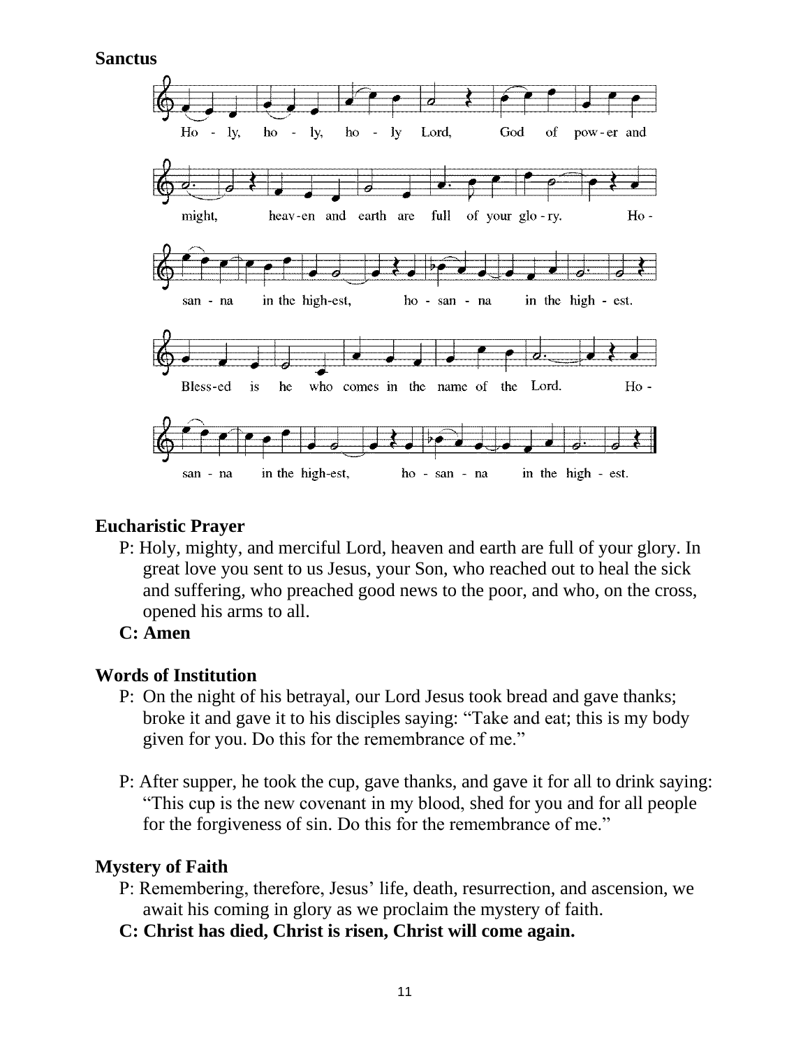**Sanctus**

Holy, holy, holy Lord, God of power and might, heaven and earth are full of your glory. Hosanna in the highest, hosanna in the highest.

Blessed is he who comes in the name of the Lord. Hosanna in the highest, hosanna in the highest.

**Eucharistic Prayer**

P: Holy, mighty, and merciful Lord, heaven and earth are full of your glory. In great love you sent to us Jesus, your Son, who reached out to heal the sick and suffering, who preached good news to the poor, and who, on the cross, opened his arms to all.

**C: Amen**

**Words of Institution**

P: On the night of his betrayal, our Lord Jesus took bread and gave thanks; broke it and gave it to his disciples saying: "Take and eat; this is my body given for you. Do this for the remembrance of me."

P: After supper, he took the cup, gave thanks, and gave it for all to drink saying: "This cup is the new covenant in my blood, shed for you and for all people for the forgiveness of sin. Do this for the remembrance of me."

**Mystery of Faith**

P: Remembering, therefore, Jesus' life, death, resurrection, and ascension, we await his coming in glory as we proclaim the mystery of faith.

**C: Christ has died, Christ is risen, Christ will come again.**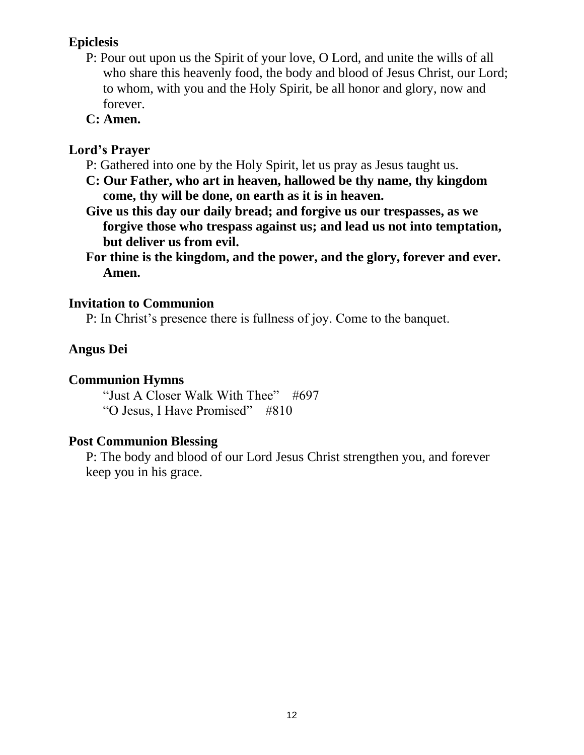**Epiclesis**

P: Pour out upon us the Spirit of your love, O Lord, and unite the wills of all who share this heavenly food, the body and blood of Jesus Christ, our Lord; to whom, with you and the Holy Spirit, be all honor and glory, now and forever.

**C: Amen.**

**Lord's Prayer**

P: Gathered into one by the Holy Spirit, let us pray as Jesus taught us.

**C: Our Father, who art in heaven, hallowed be thy name, thy kingdom come, thy will be done, on earth as it is in heaven.**

**Give us this day our daily bread; and forgive us our trespasses, as we forgive those who trespass against us; and lead us not into temptation, but deliver us from evil.**

**For thine is the kingdom, and the power, and the glory, forever and ever. Amen.**

**Invitation to Communion**

P: In Christ's presence there is fullness of joy. Come to the banquet.

**Angus Dei**

**Communion Hymns**

"Just A Closer Walk With Thee" #697
"O Jesus, I Have Promised" #810

**Post Communion Blessing**

P: The body and blood of our Lord Jesus Christ strengthen you, and forever keep you in his grace.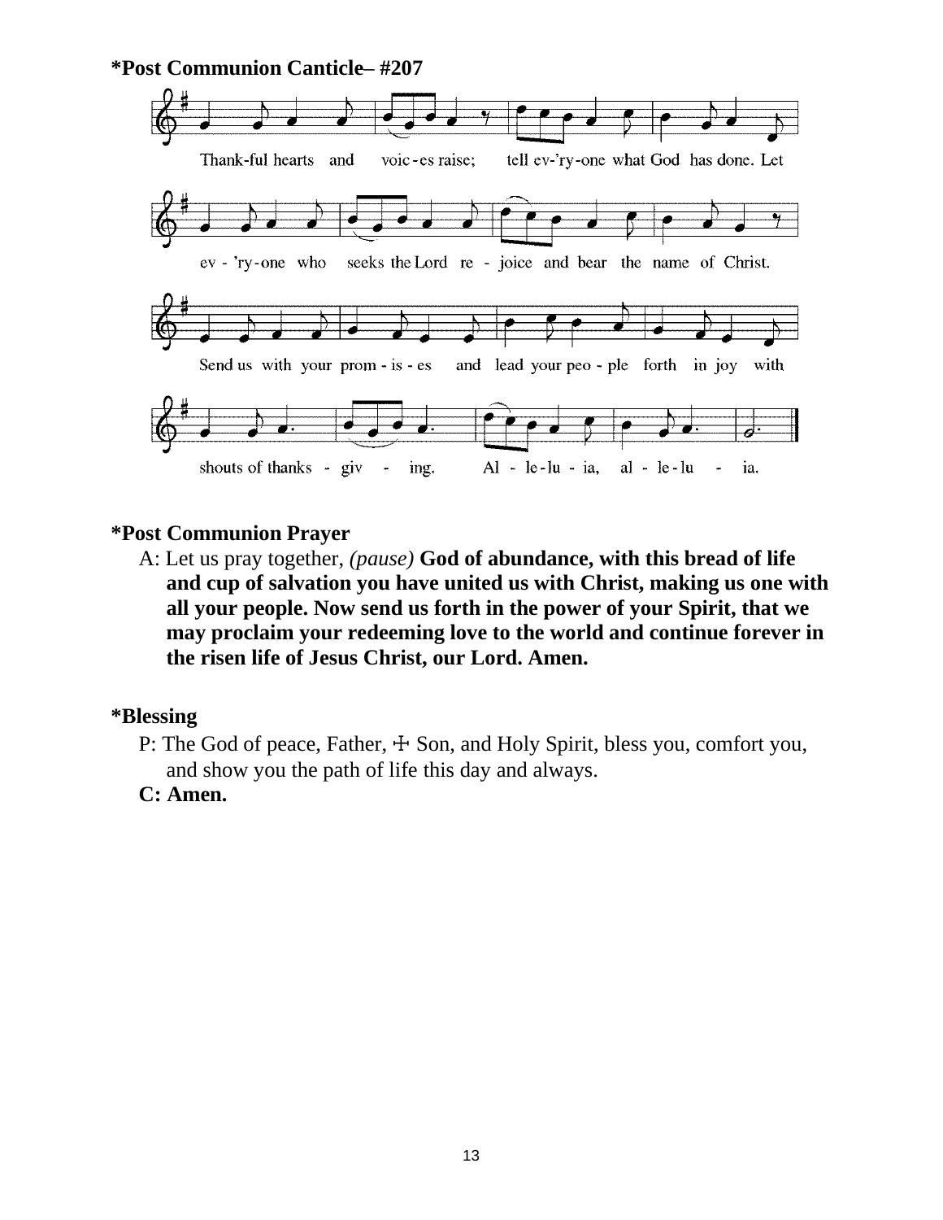**\*Post Communion Canticle– #207**

Thank-ful hearts and voic-es raise; tell ev-'ry-one what God has done. Let ev-'ry-one who seeks the Lord re-joice and bear the name of Christ. Send us with your prom-is-es and lead your peo-ple forth in joy with shouts of thanks-giv-ing. Al-le-lu-ia, al-le-lu-ia.

**\*Post Communion Prayer**

A: Let us pray together, *(pause)* **God of abundance, with this bread of life and cup of salvation you have united us with Christ, making us one with all your people. Now send us forth in the power of your Spirit, that we may proclaim your redeeming love to the world and continue forever in the risen life of Jesus Christ, our Lord. Amen.**

**\*Blessing**

P: The God of peace, Father, ☩ Son, and Holy Spirit, bless you, comfort you, and show you the path of life this day and always.

**C: Amen.**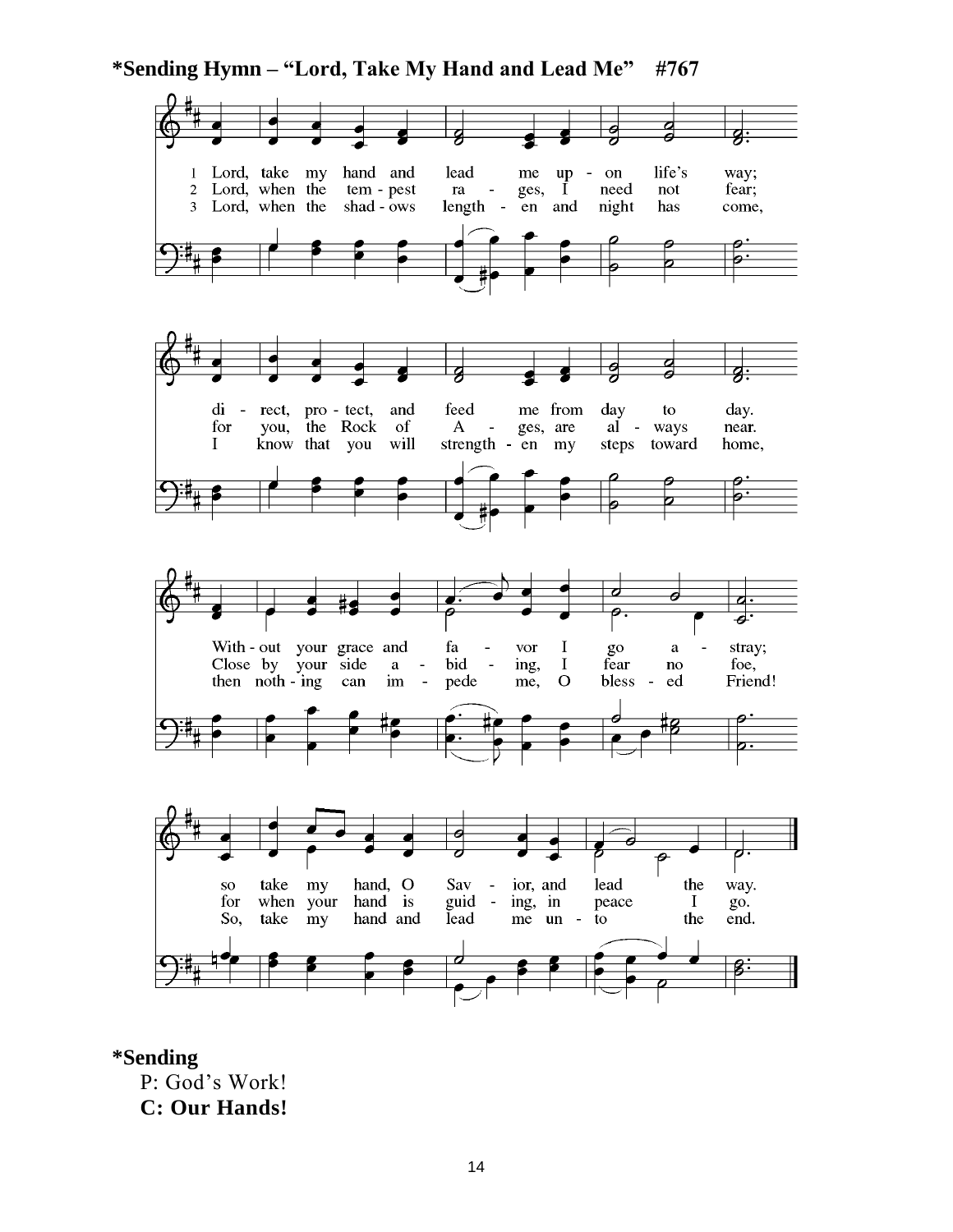**\*Sending Hymn – "Lord, Take My Hand and Lead Me" #767**

1 Lord, take my hand and lead me upon life's way;
direct, protect, and feed me from day to day.
Without your grace and favor I go astray;
so take my hand, O Savior, and lead the way.

2 Lord, when the tempest rages, I need not fear;
for you, the Rock of Ages, are always near.
Close by your side abiding, I fear no foe,
for when your hand is guiding, in peace I go.

3 Lord, when the shadows lengthen and night has come,
I know that you will strengthen my steps toward home,
then nothing can impede me, O blessed Friend!
So, take my hand and lead me unto the end.

**\*Sending**

P: God's Work!

**C: Our Hands!**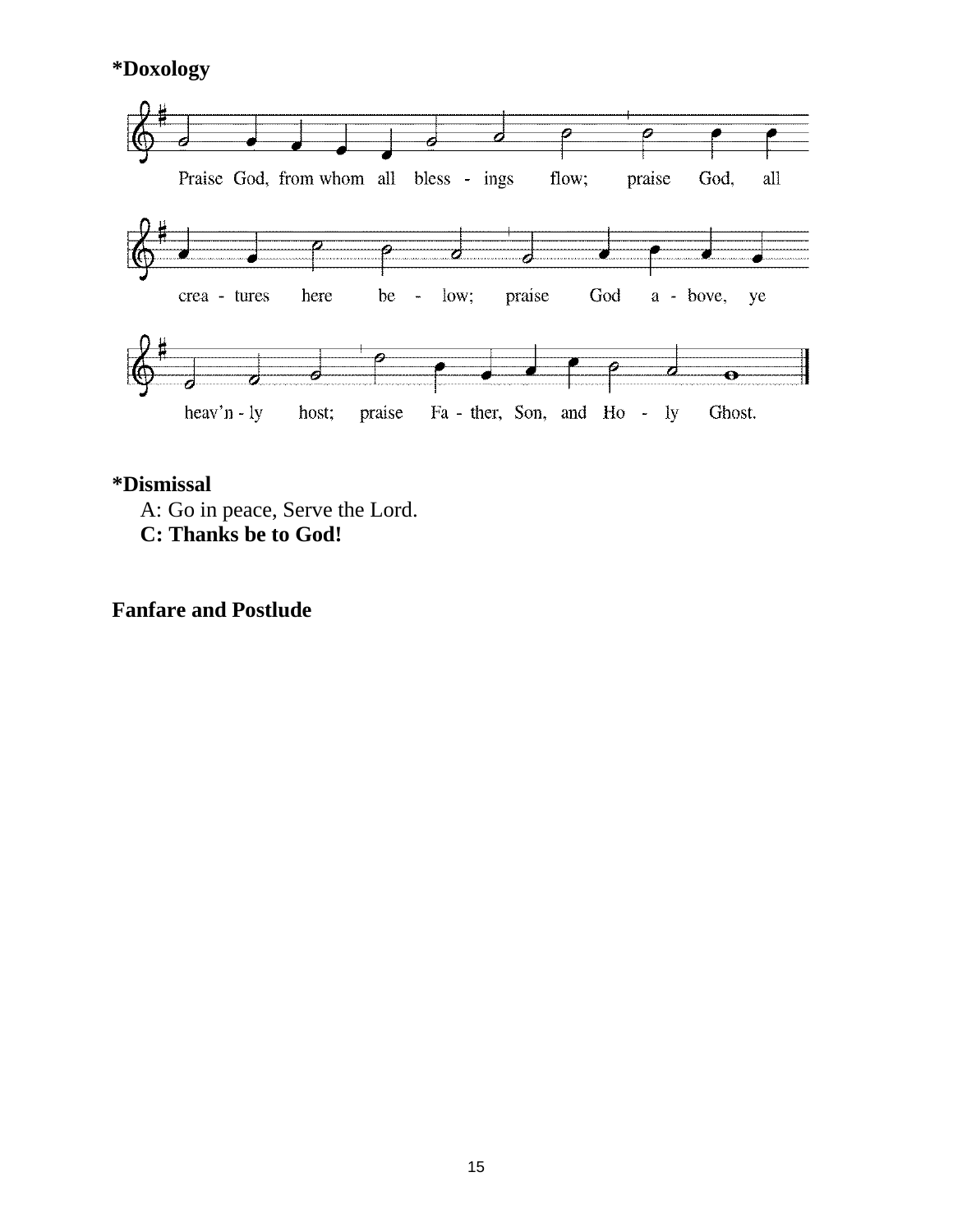**\*Doxology**

Praise God, from whom all bless - ings flow; praise God, all

crea - tures here be - low; praise God a - bove, ye

heav'n - ly host; praise Fa - ther, Son, and Ho - ly Ghost.

**\*Dismissal**

A: Go in peace, Serve the Lord.

**C: Thanks be to God!**

**Fanfare and Postlude**